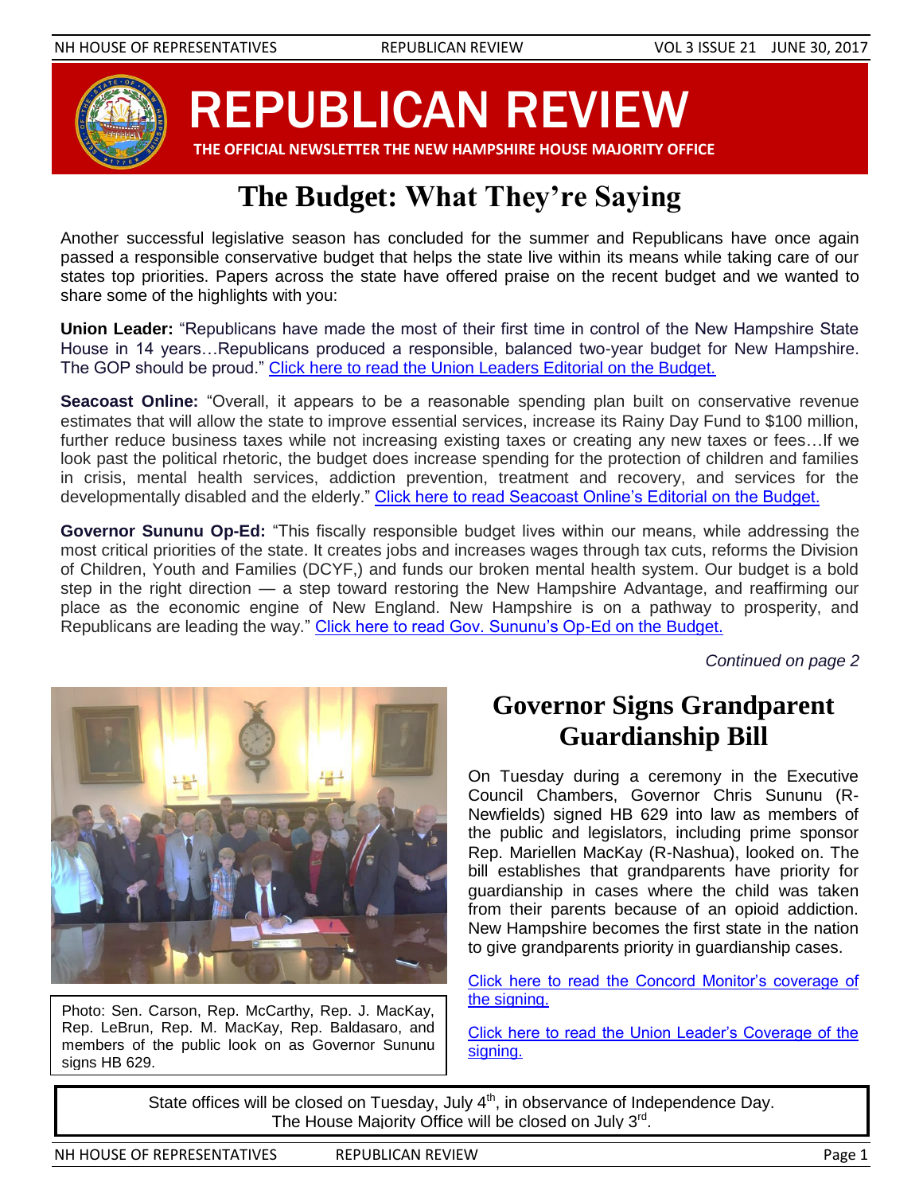# REPUBLICAN REVIEW

**THE OFFICIAL NEWSLETTER THE NEW HAMPSHIRE HOUSE MAJORITY OFFICE**

## The Budget: What They're Saying

Another successful legislative season has concluded for the summer and Republicans have once again passed a responsible conservative budget that helps the state live within its means while taking care of our states top priorities. Papers across the state have offered praise on the recent budget and we wanted to share some of the highlights with you:

**Union Leader:** "Republicans have made the most of their first time in control of the New Hampshire State House in 14 years…Republicans produced a responsible, balanced two-year budget for New Hampshire. The GOP should be proud." Click here to read the Union Leaders Editorial on the Budget.

**Seacoast Online:** "Overall, it appears to be a reasonable spending plan built on conservative revenue estimates that will allow the state to improve essential services, increase its Rainy Day Fund to $100 million, further reduce business taxes while not increasing existing taxes or creating any new taxes or fees…If we look past the political rhetoric, the budget does increase spending for the protection of children and families in crisis, mental health services, addiction prevention, treatment and recovery, and services for the developmentally disabled and the elderly." Click here to read Seacoast Online's Editorial on the Budget.

**Governor Sununu Op-Ed:** "This fiscally responsible budget lives within our means, while addressing the most critical priorities of the state. It creates jobs and increases wages through tax cuts, reforms the Division of Children, Youth and Families (DCYF,) and funds our broken mental health system. Our budget is a bold step in the right direction — a step toward restoring the New Hampshire Advantage, and reaffirming our place as the economic engine of New England. New Hampshire is on a pathway to prosperity, and Republicans are leading the way." Click here to read Gov. Sununu's Op-Ed on the Budget.

*Continued on page 2*

Photo: Sen. Carson, Rep. McCarthy, Rep. J. MacKay, Rep. LeBrun, Rep. M. MacKay, Rep. Baldasaro, and members of the public look on as Governor Sununu signs HB 629.

## Governor Signs Grandparent Guardianship Bill

On Tuesday during a ceremony in the Executive Council Chambers, Governor Chris Sununu (R-Newfields) signed HB 629 into law as members of the public and legislators, including prime sponsor Rep. Mariellen MacKay (R-Nashua), looked on. The bill establishes that grandparents have priority for guardianship in cases where the child was taken from their parents because of an opioid addiction. New Hampshire becomes the first state in the nation to give grandparents priority in guardianship cases.

Click here to read the Concord Monitor's coverage of the signing.

Click here to read the Union Leader's Coverage of the signing.

State offices will be closed on Tuesday, July 4th, in observance of Independence Day. The House Majority Office will be closed on July 3rd.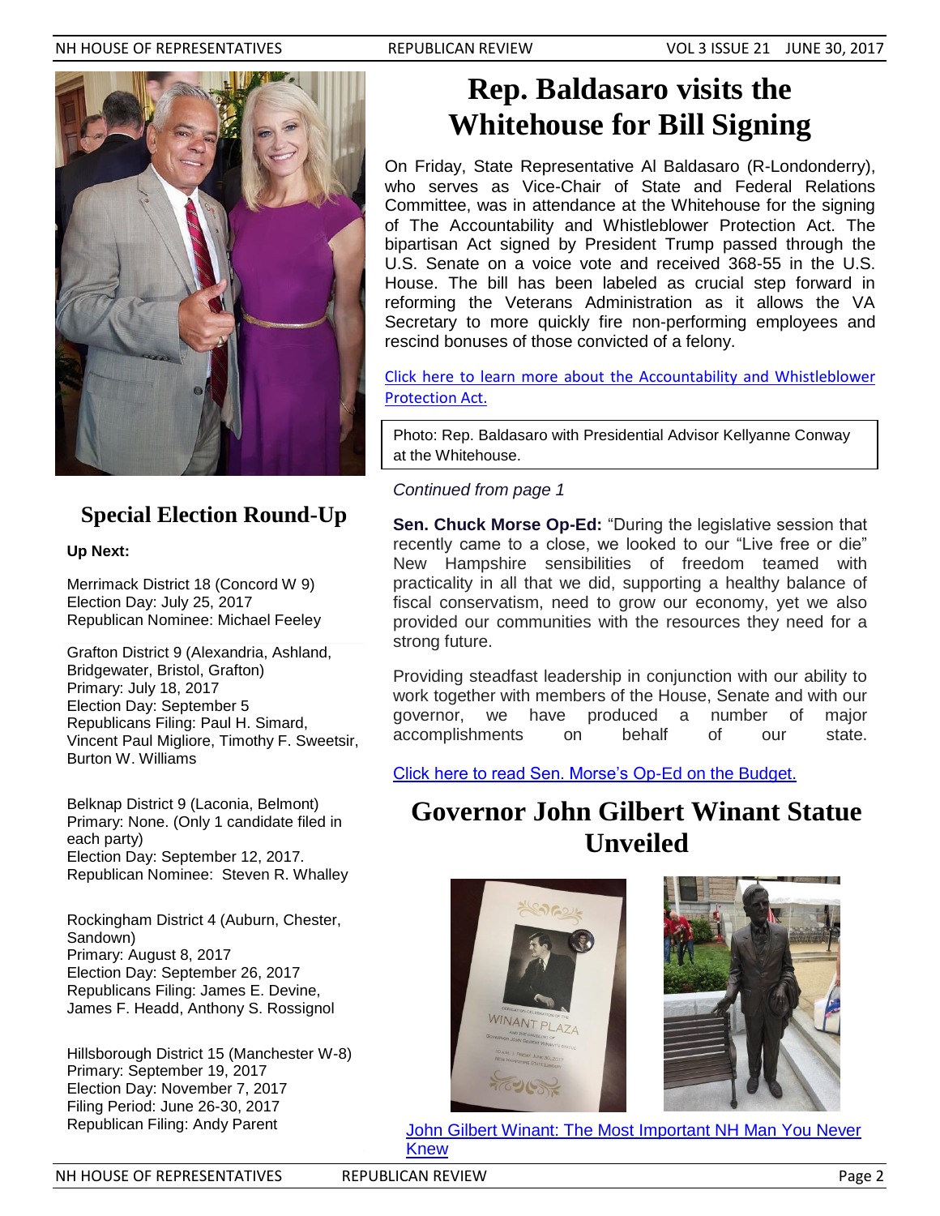# Rep. Baldasaro visits the Whitehouse for Bill Signing

On Friday, State Representative Al Baldasaro (R-Londonderry), who serves as Vice-Chair of State and Federal Relations Committee, was in attendance at the Whitehouse for the signing of The Accountability and Whistleblower Protection Act. The bipartisan Act signed by President Trump passed through the U.S. Senate on a voice vote and received 368-55 in the U.S. House. The bill has been labeled as crucial step forward in reforming the Veterans Administration as it allows the VA Secretary to more quickly fire non-performing employees and rescind bonuses of those convicted of a felony.

Click here to learn more about the Accountability and Whistleblower Protection Act.

Photo: Rep. Baldasaro with Presidential Advisor Kellyanne Conway at the Whitehouse.

## Special Election Round-Up

**Up Next:**

Merrimack District 18 (Concord W 9)
Election Day: July 25, 2017
Republican Nominee: Michael Feeley

Grafton District 9 (Alexandria, Ashland, Bridgewater, Bristol, Grafton)
Primary: July 18, 2017
Election Day: September 5
Republicans Filing: Paul H. Simard, Vincent Paul Migliore, Timothy F. Sweetsir, Burton W. Williams

Belknap District 9 (Laconia, Belmont)
Primary: None. (Only 1 candidate filed in each party)
Election Day: September 12, 2017.
Republican Nominee: Steven R. Whalley

Rockingham District 4 (Auburn, Chester, Sandown)
Primary: August 8, 2017
Election Day: September 26, 2017
Republicans Filing: James E. Devine, James F. Headd, Anthony S. Rossignol

Hillsborough District 15 (Manchester W-8)
Primary: September 19, 2017
Election Day: November 7, 2017
Filing Period: June 26-30, 2017
Republican Filing: Andy Parent

*Continued from page 1*

**Sen. Chuck Morse Op-Ed:** "During the legislative session that recently came to a close, we looked to our "Live free or die" New Hampshire sensibilities of freedom teamed with practicality in all that we did, supporting a healthy balance of fiscal conservatism, need to grow our economy, yet we also provided our communities with the resources they need for a strong future.

Providing steadfast leadership in conjunction with our ability to work together with members of the House, Senate and with our governor, we have produced a number of major accomplishments on behalf of our state.

Click here to read Sen. Morse's Op-Ed on the Budget.

## Governor John Gilbert Winant Statue Unveiled

John Gilbert Winant: The Most Important NH Man You Never Knew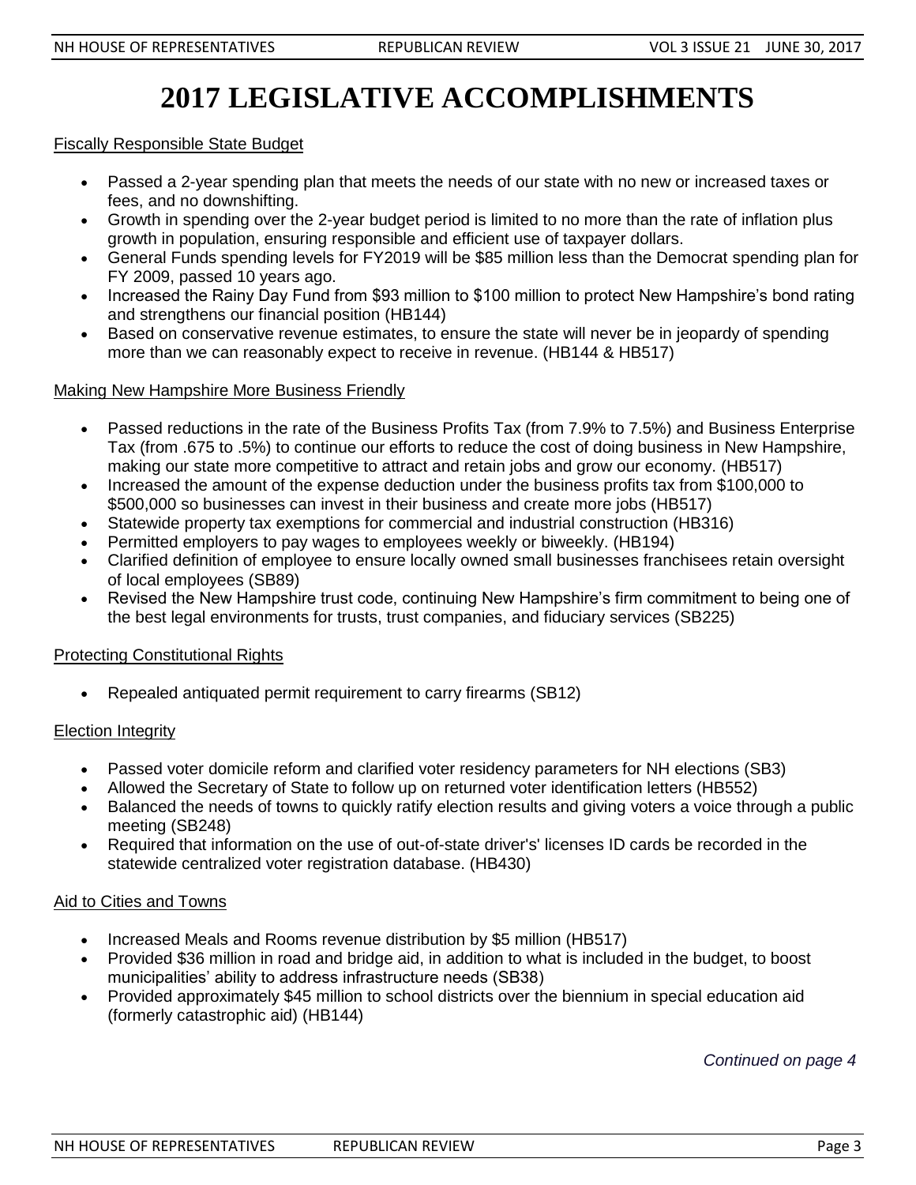# 2017 LEGISLATIVE ACCOMPLISHMENTS

Fiscally Responsible State Budget

- Passed a 2-year spending plan that meets the needs of our state with no new or increased taxes or fees, and no downshifting.
- Growth in spending over the 2-year budget period is limited to no more than the rate of inflation plus growth in population, ensuring responsible and efficient use of taxpayer dollars.
- General Funds spending levels for FY2019 will be $85 million less than the Democrat spending plan for FY 2009, passed 10 years ago.
- Increased the Rainy Day Fund from $93 million to $100 million to protect New Hampshire's bond rating and strengthens our financial position (HB144)
- Based on conservative revenue estimates, to ensure the state will never be in jeopardy of spending more than we can reasonably expect to receive in revenue. (HB144 & HB517)

Making New Hampshire More Business Friendly

- Passed reductions in the rate of the Business Profits Tax (from 7.9% to 7.5%) and Business Enterprise Tax (from .675 to .5%) to continue our efforts to reduce the cost of doing business in New Hampshire, making our state more competitive to attract and retain jobs and grow our economy. (HB517)
- Increased the amount of the expense deduction under the business profits tax from $100,000 to $500,000 so businesses can invest in their business and create more jobs (HB517)
- Statewide property tax exemptions for commercial and industrial construction (HB316)
- Permitted employers to pay wages to employees weekly or biweekly. (HB194)
- Clarified definition of employee to ensure locally owned small businesses franchisees retain oversight of local employees (SB89)
- Revised the New Hampshire trust code, continuing New Hampshire's firm commitment to being one of the best legal environments for trusts, trust companies, and fiduciary services (SB225)

Protecting Constitutional Rights

- Repealed antiquated permit requirement to carry firearms (SB12)

Election Integrity

- Passed voter domicile reform and clarified voter residency parameters for NH elections (SB3)
- Allowed the Secretary of State to follow up on returned voter identification letters (HB552)
- Balanced the needs of towns to quickly ratify election results and giving voters a voice through a public meeting (SB248)
- Required that information on the use of out-of-state driver's' licenses ID cards be recorded in the statewide centralized voter registration database. (HB430)

Aid to Cities and Towns

- Increased Meals and Rooms revenue distribution by $5 million (HB517)
- Provided $36 million in road and bridge aid, in addition to what is included in the budget, to boost municipalities' ability to address infrastructure needs (SB38)
- Provided approximately $45 million to school districts over the biennium in special education aid (formerly catastrophic aid) (HB144)

*Continued on page 4*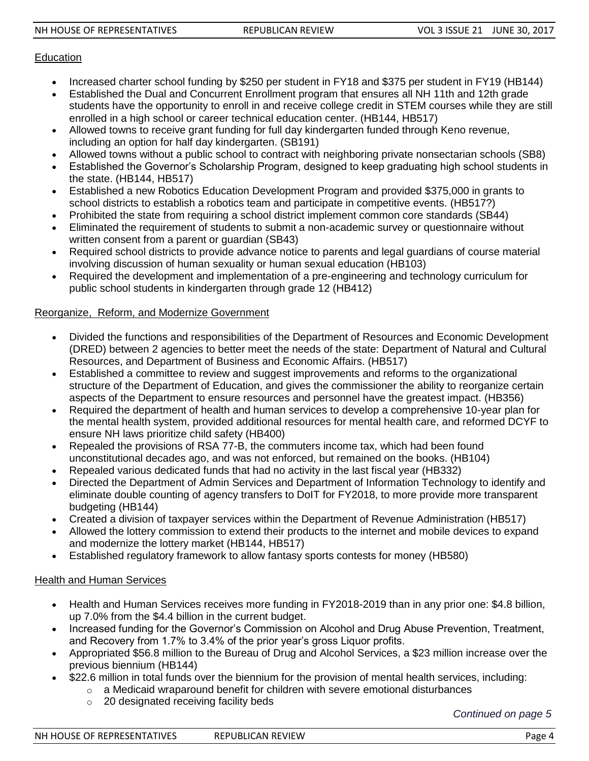## Education

- Increased charter school funding by $250 per student in FY18 and $375 per student in FY19 (HB144)
- Established the Dual and Concurrent Enrollment program that ensures all NH 11th and 12th grade students have the opportunity to enroll in and receive college credit in STEM courses while they are still enrolled in a high school or career technical education center. (HB144, HB517)
- Allowed towns to receive grant funding for full day kindergarten funded through Keno revenue, including an option for half day kindergarten. (SB191)
- Allowed towns without a public school to contract with neighboring private nonsectarian schools (SB8)
- Established the Governor's Scholarship Program, designed to keep graduating high school students in the state. (HB144, HB517)
- Established a new Robotics Education Development Program and provided $375,000 in grants to school districts to establish a robotics team and participate in competitive events. (HB517?)
- Prohibited the state from requiring a school district implement common core standards (SB44)
- Eliminated the requirement of students to submit a non-academic survey or questionnaire without written consent from a parent or guardian (SB43)
- Required school districts to provide advance notice to parents and legal guardians of course material involving discussion of human sexuality or human sexual education (HB103)
- Required the development and implementation of a pre-engineering and technology curriculum for public school students in kindergarten through grade 12 (HB412)

## Reorganize, Reform, and Modernize Government

- Divided the functions and responsibilities of the Department of Resources and Economic Development (DRED) between 2 agencies to better meet the needs of the state: Department of Natural and Cultural Resources, and Department of Business and Economic Affairs. (HB517)
- Established a committee to review and suggest improvements and reforms to the organizational structure of the Department of Education, and gives the commissioner the ability to reorganize certain aspects of the Department to ensure resources and personnel have the greatest impact. (HB356)
- Required the department of health and human services to develop a comprehensive 10-year plan for the mental health system, provided additional resources for mental health care, and reformed DCYF to ensure NH laws prioritize child safety (HB400)
- Repealed the provisions of RSA 77-B, the commuters income tax, which had been found unconstitutional decades ago, and was not enforced, but remained on the books. (HB104)
- Repealed various dedicated funds that had no activity in the last fiscal year (HB332)
- Directed the Department of Admin Services and Department of Information Technology to identify and eliminate double counting of agency transfers to DoIT for FY2018, to more provide more transparent budgeting (HB144)
- Created a division of taxpayer services within the Department of Revenue Administration (HB517)
- Allowed the lottery commission to extend their products to the internet and mobile devices to expand and modernize the lottery market (HB144, HB517)
- Established regulatory framework to allow fantasy sports contests for money (HB580)

## Health and Human Services

- Health and Human Services receives more funding in FY2018-2019 than in any prior one: $4.8 billion, up 7.0% from the $4.4 billion in the current budget.
- Increased funding for the Governor's Commission on Alcohol and Drug Abuse Prevention, Treatment, and Recovery from 1.7% to 3.4% of the prior year's gross Liquor profits.
- Appropriated $56.8 million to the Bureau of Drug and Alcohol Services, a $23 million increase over the previous biennium (HB144)
- $22.6 million in total funds over the biennium for the provision of mental health services, including:
  - a Medicaid wraparound benefit for children with severe emotional disturbances
  - 20 designated receiving facility beds

*Continued on page 5*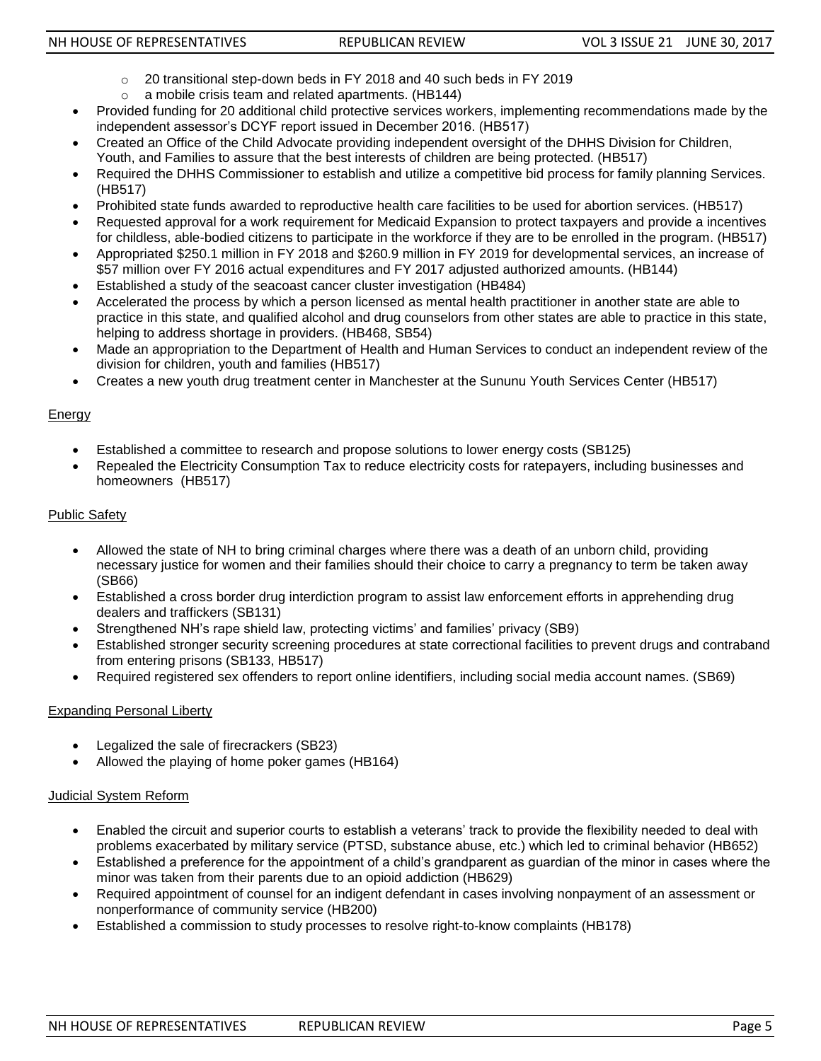- 20 transitional step-down beds in FY 2018 and 40 such beds in FY 2019
  - a mobile crisis team and related apartments. (HB144)
- Provided funding for 20 additional child protective services workers, implementing recommendations made by the independent assessor's DCYF report issued in December 2016. (HB517)
- Created an Office of the Child Advocate providing independent oversight of the DHHS Division for Children, Youth, and Families to assure that the best interests of children are being protected. (HB517)
- Required the DHHS Commissioner to establish and utilize a competitive bid process for family planning Services. (HB517)
- Prohibited state funds awarded to reproductive health care facilities to be used for abortion services. (HB517)
- Requested approval for a work requirement for Medicaid Expansion to protect taxpayers and provide a incentives for childless, able-bodied citizens to participate in the workforce if they are to be enrolled in the program. (HB517)
- Appropriated $250.1 million in FY 2018 and $260.9 million in FY 2019 for developmental services, an increase of $57 million over FY 2016 actual expenditures and FY 2017 adjusted authorized amounts. (HB144)
- Established a study of the seacoast cancer cluster investigation (HB484)
- Accelerated the process by which a person licensed as mental health practitioner in another state are able to practice in this state, and qualified alcohol and drug counselors from other states are able to practice in this state, helping to address shortage in providers. (HB468, SB54)
- Made an appropriation to the Department of Health and Human Services to conduct an independent review of the division for children, youth and families (HB517)
- Creates a new youth drug treatment center in Manchester at the Sununu Youth Services Center (HB517)

## Energy

- Established a committee to research and propose solutions to lower energy costs (SB125)
- Repealed the Electricity Consumption Tax to reduce electricity costs for ratepayers, including businesses and homeowners (HB517)

## Public Safety

- Allowed the state of NH to bring criminal charges where there was a death of an unborn child, providing necessary justice for women and their families should their choice to carry a pregnancy to term be taken away (SB66)
- Established a cross border drug interdiction program to assist law enforcement efforts in apprehending drug dealers and traffickers (SB131)
- Strengthened NH's rape shield law, protecting victims' and families' privacy (SB9)
- Established stronger security screening procedures at state correctional facilities to prevent drugs and contraband from entering prisons (SB133, HB517)
- Required registered sex offenders to report online identifiers, including social media account names. (SB69)

## Expanding Personal Liberty

- Legalized the sale of firecrackers (SB23)
- Allowed the playing of home poker games (HB164)

## Judicial System Reform

- Enabled the circuit and superior courts to establish a veterans' track to provide the flexibility needed to deal with problems exacerbated by military service (PTSD, substance abuse, etc.) which led to criminal behavior (HB652)
- Established a preference for the appointment of a child's grandparent as guardian of the minor in cases where the minor was taken from their parents due to an opioid addiction (HB629)
- Required appointment of counsel for an indigent defendant in cases involving nonpayment of an assessment or nonperformance of community service (HB200)
- Established a commission to study processes to resolve right-to-know complaints (HB178)